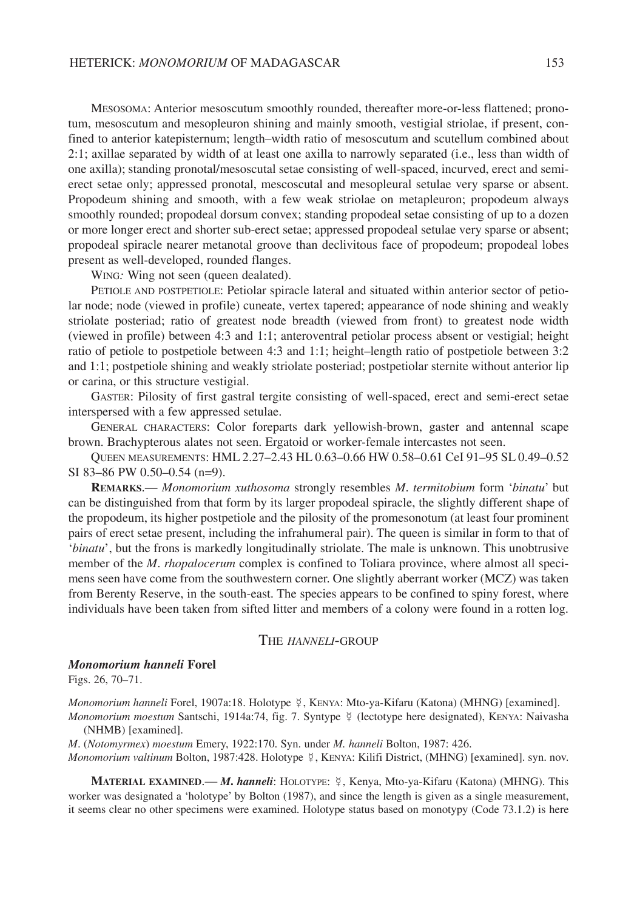MESOSOMA: Anterior mesoscutum smoothly rounded, thereafter more-or-less flattened; pronotum, mesoscutum and mesopleuron shining and mainly smooth, vestigial striolae, if present, confined to anterior katepisternum; length–width ratio of mesoscutum and scutellum combined about 2:1; axillae separated by width of at least one axilla to narrowly separated (i.e., less than width of one axilla); standing pronotal/mesoscutal setae consisting of well-spaced, incurved, erect and semi-erect setae only; appressed pronotal, mescoscutal and mesopleural setulae very sparse or absent. Propodeum shining and smooth, with a few weak striolae on metapleuron; propodeum always smoothly rounded; propodeal dorsum convex; standing propodeal setae consisting of up to a dozen or more longer erect and shorter sub-erect setae; appressed propodeal setulae very sparse or absent; propodeal spiracle nearer metanotal groove than declivitous face of propodeum; propodeal lobes present as well-developed, rounded flanges.

WING*:* Wing not seen (queen dealated).

PETIOLE AND POSTPETIOLE: Petiolar spiracle lateral and situated within anterior sector of petiolar node; node (viewed in profile) cuneate, vertex tapered; appearance of node shining and weakly striolate posteriad; ratio of greatest node breadth (viewed from front) to greatest node width (viewed in profile) between 4:3 and 1:1; anteroventral petiolar process absent or vestigial; height ratio of petiole to postpetiole between 4:3 and 1:1; height–length ratio of postpetiole between 3:2 and 1:1; postpetiole shining and weakly striolate posteriad; postpetiolar sternite without anterior lip or carina, or this structure vestigial.

GASTER: Pilosity of first gastral tergite consisting of well-spaced, erect and semi-erect setae interspersed with a few appressed setulae.

GENERAL CHARACTERS: Color foreparts dark yellowish-brown, gaster and antennal scape brown. Brachypterous alates not seen. Ergatoid or worker-female intercastes not seen.

QUEEN MEASUREMENTS: HML 2.27–2.43 HL 0.63–0.66 HW 0.58–0.61 CeI 91–95 SL 0.49–0.52 SI 83–86 PW 0.50–0.54 (n=9).

**REMARKS**.— *Monomorium xuthosoma* strongly resembles *M. termitobium* form '*binatu*' but can be distinguished from that form by its larger propodeal spiracle, the slightly different shape of the propodeum, its higher postpetiole and the pilosity of the promesonotum (at least four prominent pairs of erect setae present, including the infrahumeral pair). The queen is similar in form to that of '*binatu*', but the frons is markedly longitudinally striolate. The male is unknown. This unobtrusive member of the *M. rhopalocerum* complex is confined to Toliara province, where almost all specimens seen have come from the southwestern corner. One slightly aberrant worker (MCZ) was taken from Berenty Reserve, in the south-east. The species appears to be confined to spiny forest, where individuals have been taken from sifted litter and members of a colony were found in a rotten log.

## THE *HANNELI*-GROUP

### *Monomorium hanneli* Forel

Figs. 26, 70–71.

*Monomorium hanneli* Forel, 1907a:18. Holotype ☿, KENYA: Mto-ya-Kifaru (Katona) (MHNG) [examined].
*Monomorium moestum* Santschi, 1914a:74, fig. 7. Syntype ☿ (lectotype here designated), KENYA: Naivasha (NHMB) [examined].
*M*. (*Notomyrmex*) *moestum* Emery, 1922:170. Syn. under *M. hanneli* Bolton, 1987: 426.
*Monomorium valtinum* Bolton, 1987:428. Holotype ☿, KENYA: Kilifi District, (MHNG) [examined]. syn. nov.

**MATERIAL EXAMINED**.— ***M. hanneli***: HOLOTYPE: ☿, Kenya, Mto-ya-Kifaru (Katona) (MHNG). This worker was designated a 'holotype' by Bolton (1987), and since the length is given as a single measurement, it seems clear no other specimens were examined. Holotype status based on monotypy (Code 73.1.2) is here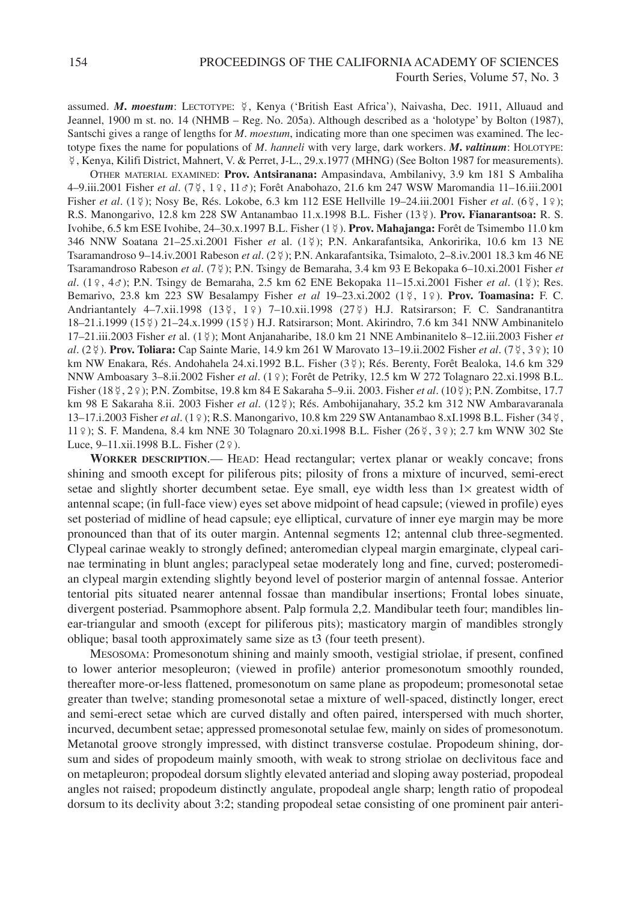assumed. ***M. moestum***: LECTOTYPE: ☿, Kenya ('British East Africa'), Naivasha, Dec. 1911, Alluaud and Jeannel, 1900 m st. no. 14 (NHMB – Reg. No. 205a). Although described as a 'holotype' by Bolton (1987), Santschi gives a range of lengths for *M. moestum*, indicating more than one specimen was examined. The lectotype fixes the name for populations of *M. hanneli* with very large, dark workers. ***M. valtinum***: HOLOTYPE: ☿, Kenya, Kilifi District, Mahnert, V. & Perret, J-L., 29.x.1977 (MHNG) (See Bolton 1987 for measurements).

OTHER MATERIAL EXAMINED: **Prov. Antsiranana:** Ampasindava, Ambilanivy, 3.9 km 181 S Ambaliha 4–9.iii.2001 Fisher *et al*. (7☿, 1♀, 11♂); Forêt Anabohazo, 21.6 km 247 WSW Maromandia 11–16.iii.2001 Fisher *et al*. (1☿); Nosy Be, Rés. Lokobe, 6.3 km 112 ESE Hellville 19–24.iii.2001 Fisher *et al*. (6☿, 1♀); R.S. Manongarivo, 12.8 km 228 SW Antanambao 11.x.1998 B.L. Fisher (13☿). **Prov. Fianarantsoa:** R. S. Ivohibe, 6.5 km ESE Ivohibe, 24–30.x.1997 B.L. Fisher (1☿). **Prov. Mahajanga:** Forêt de Tsimembo 11.0 km 346 NNW Soatana 21–25.xi.2001 Fisher *et al*. (1☿); P.N. Ankarafantsika, Ankoririka, 10.6 km 13 NE Tsaramandroso 9–14.iv.2001 Rabeson *et al*. (2☿); P.N. Ankarafantsika, Tsimaloto, 2–8.iv.2001 18.3 km 46 NE Tsaramandroso Rabeson *et al*. (7☿); P.N. Tsingy de Bemaraha, 3.4 km 93 E Bekopaka 6–10.xi.2001 Fisher *et al*. (1♀, 4♂); P.N. Tsingy de Bemaraha, 2.5 km 62 ENE Bekopaka 11–15.xi.2001 Fisher *et al*. (1☿); Res. Bemarivo, 23.8 km 223 SW Besalampy Fisher *et al* 19–23.xi.2002 (1☿, 1♀). **Prov. Toamasina:** F. C. Andriantantely 4–7.xii.1998 (13☿, 1♀) 7–10.xii.1998 (27☿) H.J. Ratsirarson; F. C. Sandranantitra 18–21.i.1999 (15☿) 21–24.x.1999 (15☿) H.J. Ratsirarson; Mont. Akirindro, 7.6 km 341 NNW Ambinanitelo 17–21.iii.2003 Fisher *et* al. (1☿); Mont Anjanaharibe, 18.0 km 21 NNE Ambinanitelo 8–12.iii.2003 Fisher *et al*. (2☿). **Prov. Toliara:** Cap Sainte Marie, 14.9 km 261 W Marovato 13–19.ii.2002 Fisher *et al*. (7☿, 3♀); 10 km NW Enakara, Rés. Andohahela 24.xi.1992 B.L. Fisher (3☿); Rés. Berenty, Forêt Bealoka, 14.6 km 329 NNW Amboasary 3–8.ii.2002 Fisher *et al*. (1♀); Forêt de Petriky, 12.5 km W 272 Tolagnaro 22.xi.1998 B.L. Fisher (18☿, 2♀); P.N. Zombitse, 19.8 km 84 E Sakaraha 5–9.ii. 2003. Fisher *et al*. (10☿); P.N. Zombitse, 17.7 km 98 E Sakaraha 8.ii. 2003 Fisher *et al*. (12☿); Rés. Ambohijanahary, 35.2 km 312 NW Ambaravaranala 13–17.i.2003 Fisher *et al*. (1♀); R.S. Manongarivo, 10.8 km 229 SW Antanambao 8.xI.1998 B.L. Fisher (34☿, 11♀); S. F. Mandena, 8.4 km NNE 30 Tolagnaro 20.xi.1998 B.L. Fisher (26☿, 3♀); 2.7 km WNW 302 Ste Luce, 9–11.xii.1998 B.L. Fisher (2♀).

**WORKER DESCRIPTION**.— HEAD: Head rectangular; vertex planar or weakly concave; frons shining and smooth except for piliferous pits; pilosity of frons a mixture of incurved, semi-erect setae and slightly shorter decumbent setae. Eye small, eye width less than 1× greatest width of antennal scape; (in full-face view) eyes set above midpoint of head capsule; (viewed in profile) eyes set posteriad of midline of head capsule; eye elliptical, curvature of inner eye margin may be more pronounced than that of its outer margin. Antennal segments 12; antennal club three-segmented. Clypeal carinae weakly to strongly defined; anteromedian clypeal margin emarginate, clypeal carinae terminating in blunt angles; paraclypeal setae moderately long and fine, curved; posteromedian clypeal margin extending slightly beyond level of posterior margin of antennal fossae. Anterior tentorial pits situated nearer antennal fossae than mandibular insertions; Frontal lobes sinuate, divergent posteriad. Psammophore absent. Palp formula 2,2. Mandibular teeth four; mandibles linear-triangular and smooth (except for piliferous pits); masticatory margin of mandibles strongly oblique; basal tooth approximately same size as t3 (four teeth present).

MESOSOMA: Promesonotum shining and mainly smooth, vestigial striolae, if present, confined to lower anterior mesopleuron; (viewed in profile) anterior promesonotum smoothly rounded, thereafter more-or-less flattened, promesonotum on same plane as propodeum; promesonotal setae greater than twelve; standing promesonotal setae a mixture of well-spaced, distinctly longer, erect and semi-erect setae which are curved distally and often paired, interspersed with much shorter, incurved, decumbent setae; appressed promesonotal setulae few, mainly on sides of promesonotum. Metanotal groove strongly impressed, with distinct transverse costulae. Propodeum shining, dorsum and sides of propodeum mainly smooth, with weak to strong striolae on declivitous face and on metapleuron; propodeal dorsum slightly elevated anteriad and sloping away posteriad, propodeal angles not raised; propodeum distinctly angulate, propodeal angle sharp; length ratio of propodeal dorsum to its declivity about 3:2; standing propodeal setae consisting of one prominent pair anteri-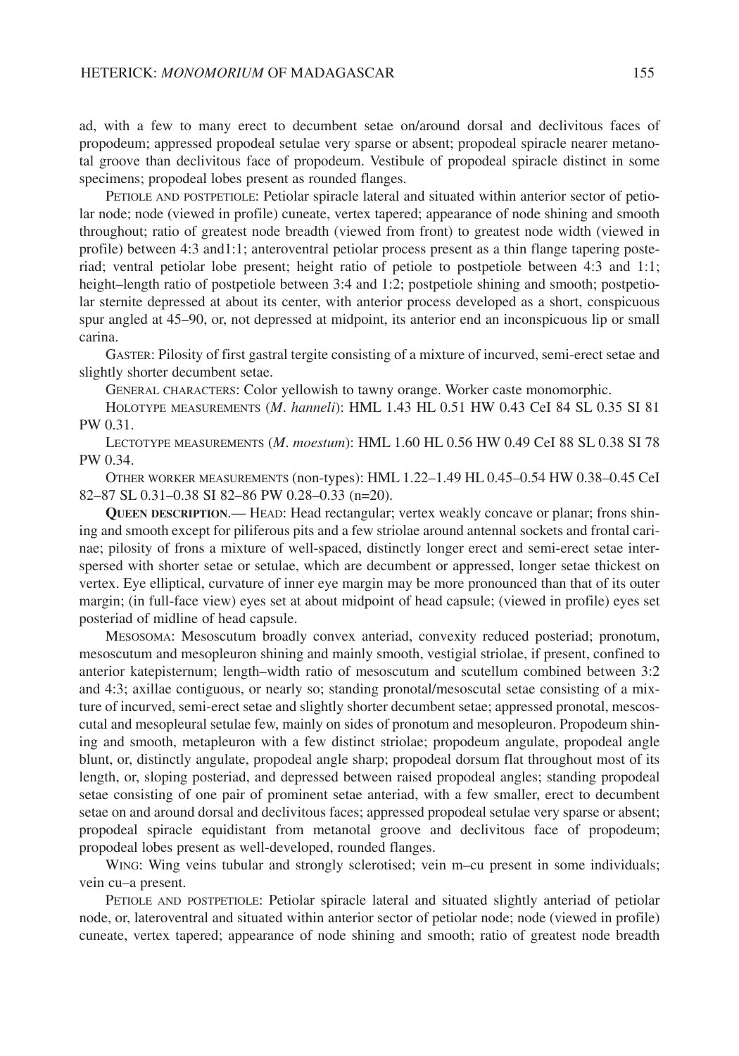ad, with a few to many erect to decumbent setae on/around dorsal and declivitous faces of propodeum; appressed propodeal setulae very sparse or absent; propodeal spiracle nearer metanotal groove than declivitous face of propodeum. Vestibule of propodeal spiracle distinct in some specimens; propodeal lobes present as rounded flanges.

PETIOLE AND POSTPETIOLE: Petiolar spiracle lateral and situated within anterior sector of petiolar node; node (viewed in profile) cuneate, vertex tapered; appearance of node shining and smooth throughout; ratio of greatest node breadth (viewed from front) to greatest node width (viewed in profile) between 4:3 and1:1; anteroventral petiolar process present as a thin flange tapering posteriad; ventral petiolar lobe present; height ratio of petiole to postpetiole between 4:3 and 1:1; height–length ratio of postpetiole between 3:4 and 1:2; postpetiole shining and smooth; postpetiolar sternite depressed at about its center, with anterior process developed as a short, conspicuous spur angled at 45–90, or, not depressed at midpoint, its anterior end an inconspicuous lip or small carina.

GASTER: Pilosity of first gastral tergite consisting of a mixture of incurved, semi-erect setae and slightly shorter decumbent setae.

GENERAL CHARACTERS: Color yellowish to tawny orange. Worker caste monomorphic.

HOLOTYPE MEASUREMENTS (*M. hanneli*): HML 1.43 HL 0.51 HW 0.43 CeI 84 SL 0.35 SI 81 PW 0.31.

LECTOTYPE MEASUREMENTS (*M. moestum*): HML 1.60 HL 0.56 HW 0.49 CeI 88 SL 0.38 SI 78 PW 0.34.

OTHER WORKER MEASUREMENTS (non-types): HML 1.22–1.49 HL 0.45–0.54 HW 0.38–0.45 CeI 82–87 SL 0.31–0.38 SI 82–86 PW 0.28–0.33 (n=20).

**QUEEN DESCRIPTION**.— HEAD: Head rectangular; vertex weakly concave or planar; frons shining and smooth except for piliferous pits and a few striolae around antennal sockets and frontal carinae; pilosity of frons a mixture of well-spaced, distinctly longer erect and semi-erect setae interspersed with shorter setae or setulae, which are decumbent or appressed, longer setae thickest on vertex. Eye elliptical, curvature of inner eye margin may be more pronounced than that of its outer margin; (in full-face view) eyes set at about midpoint of head capsule; (viewed in profile) eyes set posteriad of midline of head capsule.

MESOSOMA: Mesoscutum broadly convex anteriad, convexity reduced posteriad; pronotum, mesoscutum and mesopleuron shining and mainly smooth, vestigial striolae, if present, confined to anterior katepisternum; length–width ratio of mesoscutum and scutellum combined between 3:2 and 4:3; axillae contiguous, or nearly so; standing pronotal/mesoscutal setae consisting of a mixture of incurved, semi-erect setae and slightly shorter decumbent setae; appressed pronotal, mescoscutal and mesopleural setulae few, mainly on sides of pronotum and mesopleuron. Propodeum shining and smooth, metapleuron with a few distinct striolae; propodeum angulate, propodeal angle blunt, or, distinctly angulate, propodeal angle sharp; propodeal dorsum flat throughout most of its length, or, sloping posteriad, and depressed between raised propodeal angles; standing propodeal setae consisting of one pair of prominent setae anteriad, with a few smaller, erect to decumbent setae on and around dorsal and declivitous faces; appressed propodeal setulae very sparse or absent; propodeal spiracle equidistant from metanotal groove and declivitous face of propodeum; propodeal lobes present as well-developed, rounded flanges.

WING: Wing veins tubular and strongly sclerotised; vein m–cu present in some individuals; vein cu–a present.

PETIOLE AND POSTPETIOLE: Petiolar spiracle lateral and situated slightly anteriad of petiolar node, or, lateroventral and situated within anterior sector of petiolar node; node (viewed in profile) cuneate, vertex tapered; appearance of node shining and smooth; ratio of greatest node breadth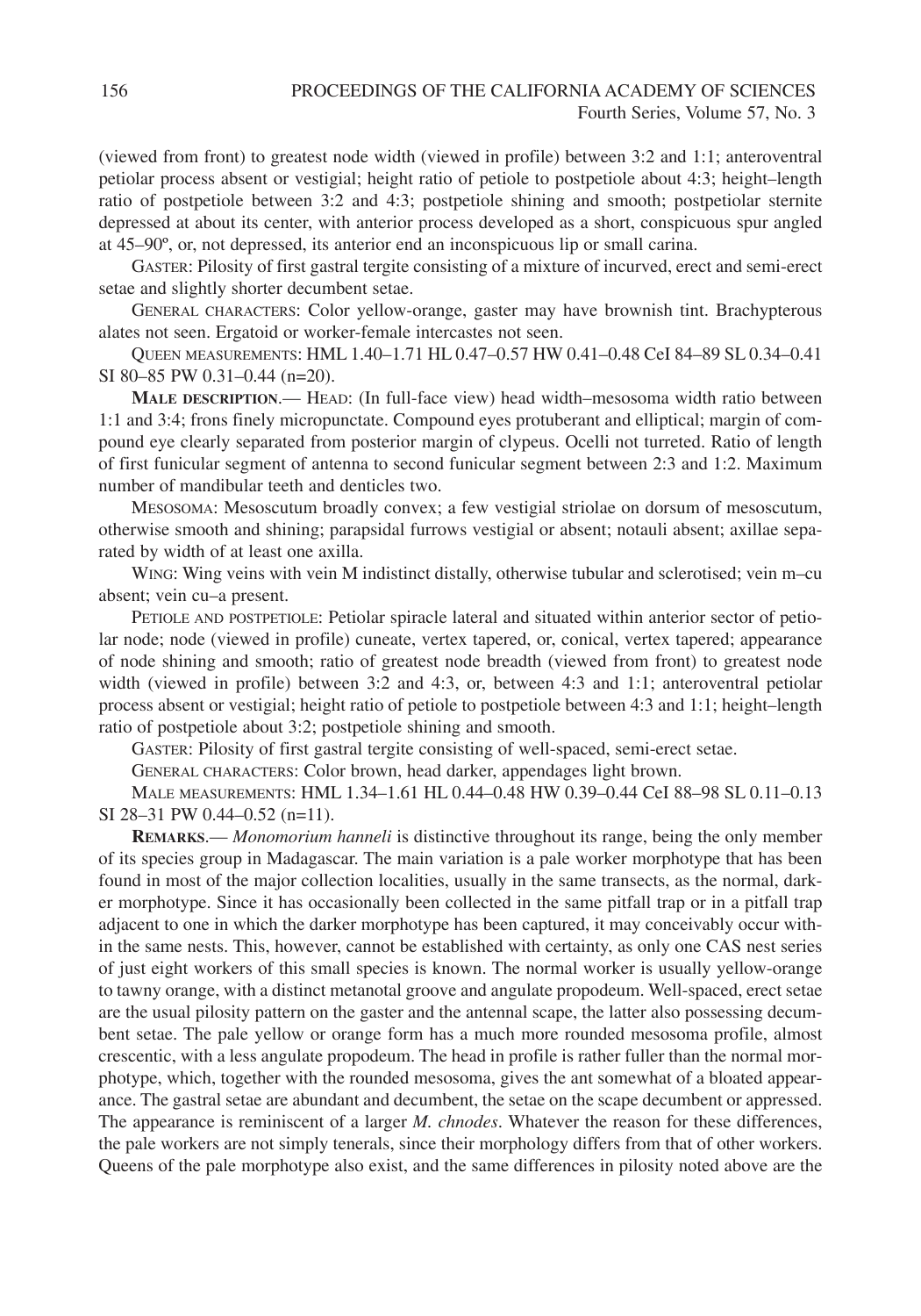(viewed from front) to greatest node width (viewed in profile) between 3:2 and 1:1; anteroventral petiolar process absent or vestigial; height ratio of petiole to postpetiole about 4:3; height–length ratio of postpetiole between 3:2 and 4:3; postpetiole shining and smooth; postpetiolar sternite depressed at about its center, with anterior process developed as a short, conspicuous spur angled at 45–90º, or, not depressed, its anterior end an inconspicuous lip or small carina.

GASTER: Pilosity of first gastral tergite consisting of a mixture of incurved, erect and semi-erect setae and slightly shorter decumbent setae.

GENERAL CHARACTERS: Color yellow-orange, gaster may have brownish tint. Brachypterous alates not seen. Ergatoid or worker-female intercastes not seen.

QUEEN MEASUREMENTS: HML 1.40–1.71 HL 0.47–0.57 HW 0.41–0.48 CeI 84–89 SL 0.34–0.41 SI 80–85 PW 0.31–0.44 (n=20).

**MALE DESCRIPTION**.— HEAD: (In full-face view) head width–mesosoma width ratio between 1:1 and 3:4; frons finely micropunctate. Compound eyes protuberant and elliptical; margin of compound eye clearly separated from posterior margin of clypeus. Ocelli not turreted. Ratio of length of first funicular segment of antenna to second funicular segment between 2:3 and 1:2. Maximum number of mandibular teeth and denticles two.

MESOSOMA: Mesoscutum broadly convex; a few vestigial striolae on dorsum of mesoscutum, otherwise smooth and shining; parapsidal furrows vestigial or absent; notauli absent; axillae separated by width of at least one axilla.

WING: Wing veins with vein M indistinct distally, otherwise tubular and sclerotised; vein m–cu absent; vein cu–a present.

PETIOLE AND POSTPETIOLE: Petiolar spiracle lateral and situated within anterior sector of petiolar node; node (viewed in profile) cuneate, vertex tapered, or, conical, vertex tapered; appearance of node shining and smooth; ratio of greatest node breadth (viewed from front) to greatest node width (viewed in profile) between 3:2 and 4:3, or, between 4:3 and 1:1; anteroventral petiolar process absent or vestigial; height ratio of petiole to postpetiole between 4:3 and 1:1; height–length ratio of postpetiole about 3:2; postpetiole shining and smooth.

GASTER: Pilosity of first gastral tergite consisting of well-spaced, semi-erect setae.

GENERAL CHARACTERS: Color brown, head darker, appendages light brown.

MALE MEASUREMENTS: HML 1.34–1.61 HL 0.44–0.48 HW 0.39–0.44 CeI 88–98 SL 0.11–0.13 SI 28–31 PW 0.44–0.52 (n=11).

**REMARKS**.— *Monomorium hanneli* is distinctive throughout its range, being the only member of its species group in Madagascar. The main variation is a pale worker morphotype that has been found in most of the major collection localities, usually in the same transects, as the normal, darker morphotype. Since it has occasionally been collected in the same pitfall trap or in a pitfall trap adjacent to one in which the darker morphotype has been captured, it may conceivably occur within the same nests. This, however, cannot be established with certainty, as only one CAS nest series of just eight workers of this small species is known. The normal worker is usually yellow-orange to tawny orange, with a distinct metanotal groove and angulate propodeum. Well-spaced, erect setae are the usual pilosity pattern on the gaster and the antennal scape, the latter also possessing decumbent setae. The pale yellow or orange form has a much more rounded mesosoma profile, almost crescentic, with a less angulate propodeum. The head in profile is rather fuller than the normal morphotype, which, together with the rounded mesosoma, gives the ant somewhat of a bloated appearance. The gastral setae are abundant and decumbent, the setae on the scape decumbent or appressed. The appearance is reminiscent of a larger *M. chnodes*. Whatever the reason for these differences, the pale workers are not simply tenerals, since their morphology differs from that of other workers. Queens of the pale morphotype also exist, and the same differences in pilosity noted above are the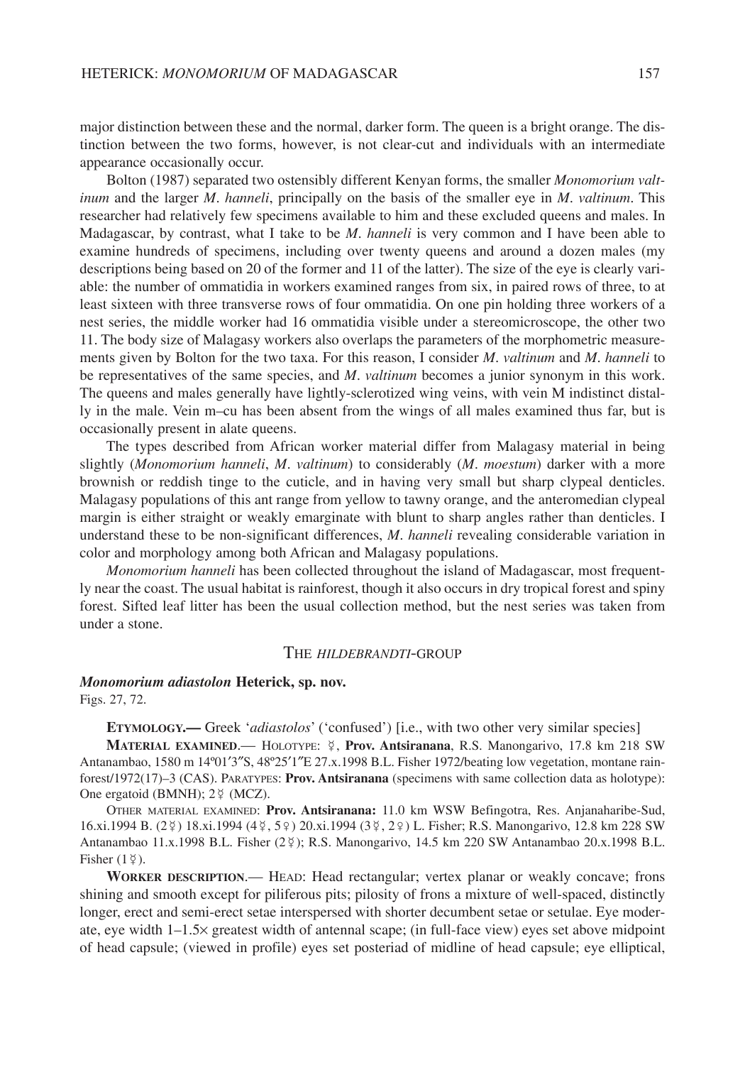major distinction between these and the normal, darker form. The queen is a bright orange. The distinction between the two forms, however, is not clear-cut and individuals with an intermediate appearance occasionally occur.

Bolton (1987) separated two ostensibly different Kenyan forms, the smaller *Monomorium valtinum* and the larger *M. hanneli*, principally on the basis of the smaller eye in *M. valtinum*. This researcher had relatively few specimens available to him and these excluded queens and males. In Madagascar, by contrast, what I take to be *M. hanneli* is very common and I have been able to examine hundreds of specimens, including over twenty queens and around a dozen males (my descriptions being based on 20 of the former and 11 of the latter). The size of the eye is clearly variable: the number of ommatidia in workers examined ranges from six, in paired rows of three, to at least sixteen with three transverse rows of four ommatidia. On one pin holding three workers of a nest series, the middle worker had 16 ommatidia visible under a stereomicroscope, the other two 11. The body size of Malagasy workers also overlaps the parameters of the morphometric measurements given by Bolton for the two taxa. For this reason, I consider *M. valtinum* and *M. hanneli* to be representatives of the same species, and *M. valtinum* becomes a junior synonym in this work. The queens and males generally have lightly-sclerotized wing veins, with vein M indistinct distally in the male. Vein m–cu has been absent from the wings of all males examined thus far, but is occasionally present in alate queens.

The types described from African worker material differ from Malagasy material in being slightly (*Monomorium hanneli*, *M. valtinum*) to considerably (*M. moestum*) darker with a more brownish or reddish tinge to the cuticle, and in having very small but sharp clypeal denticles. Malagasy populations of this ant range from yellow to tawny orange, and the anteromedian clypeal margin is either straight or weakly emarginate with blunt to sharp angles rather than denticles. I understand these to be non-significant differences, *M. hanneli* revealing considerable variation in color and morphology among both African and Malagasy populations.

*Monomorium hanneli* has been collected throughout the island of Madagascar, most frequently near the coast. The usual habitat is rainforest, though it also occurs in dry tropical forest and spiny forest. Sifted leaf litter has been the usual collection method, but the nest series was taken from under a stone.

## The *hildebrandti*-group

### *Monomorium adiastolon* Heterick, sp. nov.

Figs. 27, 72.

**Etymology.—** Greek '*adiastolos*' ('confused') [i.e., with two other very similar species]

**Material examined.**— Holotype: ☿, **Prov. Antsiranana**, R.S. Manongarivo, 17.8 km 218 SW Antanambao, 1580 m 14º01′3″S, 48º25′1″E 27.x.1998 B.L. Fisher 1972/beating low vegetation, montane rainforest/1972(17)–3 (CAS). Paratypes: **Prov. Antsiranana** (specimens with same collection data as holotype): One ergatoid (BMNH); 2☿ (MCZ).

Other material examined: **Prov. Antsiranana:** 11.0 km WSW Befingotra, Res. Anjanaharibe-Sud, 16.xi.1994 B. (2☿) 18.xi.1994 (4☿, 5♀) 20.xi.1994 (3☿, 2♀) L. Fisher; R.S. Manongarivo, 12.8 km 228 SW Antanambao 11.x.1998 B.L. Fisher (2☿); R.S. Manongarivo, 14.5 km 220 SW Antanambao 20.x.1998 B.L. Fisher (1☿).

**Worker description.**— Head: Head rectangular; vertex planar or weakly concave; frons shining and smooth except for piliferous pits; pilosity of frons a mixture of well-spaced, distinctly longer, erect and semi-erect setae interspersed with shorter decumbent setae or setulae. Eye moderate, eye width 1–1.5× greatest width of antennal scape; (in full-face view) eyes set above midpoint of head capsule; (viewed in profile) eyes set posteriad of midline of head capsule; eye elliptical,